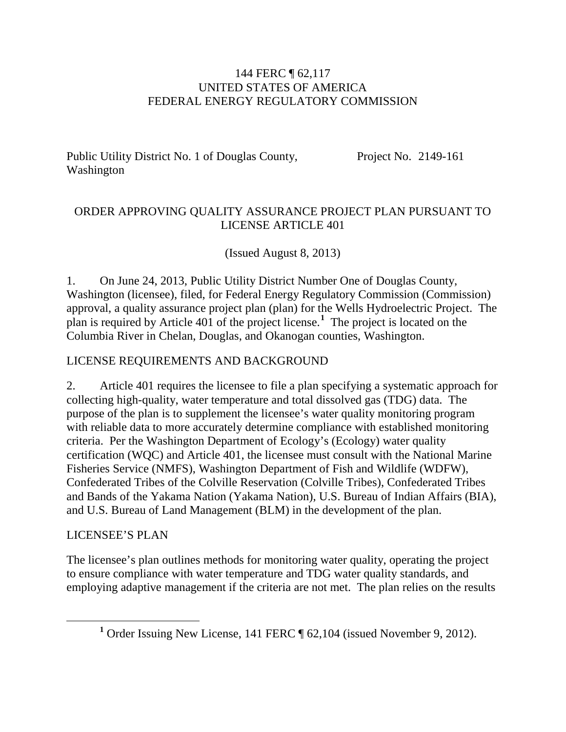144 FERC ¶ 62,117
UNITED STATES OF AMERICA
FEDERAL ENERGY REGULATORY COMMISSION

Public Utility District No. 1 of Douglas County, Washington — Project No. 2149-161

# ORDER APPROVING QUALITY ASSURANCE PROJECT PLAN PURSUANT TO LICENSE ARTICLE 401

(Issued August 8, 2013)

1. On June 24, 2013, Public Utility District Number One of Douglas County, Washington (licensee), filed, for Federal Energy Regulatory Commission (Commission) approval, a quality assurance project plan (plan) for the Wells Hydroelectric Project. The plan is required by Article 401 of the project license.[1] The project is located on the Columbia River in Chelan, Douglas, and Okanogan counties, Washington.

## LICENSE REQUIREMENTS AND BACKGROUND

2. Article 401 requires the licensee to file a plan specifying a systematic approach for collecting high-quality, water temperature and total dissolved gas (TDG) data. The purpose of the plan is to supplement the licensee's water quality monitoring program with reliable data to more accurately determine compliance with established monitoring criteria. Per the Washington Department of Ecology's (Ecology) water quality certification (WQC) and Article 401, the licensee must consult with the National Marine Fisheries Service (NMFS), Washington Department of Fish and Wildlife (WDFW), Confederated Tribes of the Colville Reservation (Colville Tribes), Confederated Tribes and Bands of the Yakama Nation (Yakama Nation), U.S. Bureau of Indian Affairs (BIA), and U.S. Bureau of Land Management (BLM) in the development of the plan.

## LICENSEE'S PLAN

The licensee's plan outlines methods for monitoring water quality, operating the project to ensure compliance with water temperature and TDG water quality standards, and employing adaptive management if the criteria are not met. The plan relies on the results

[1] Order Issuing New License, 141 FERC ¶ 62,104 (issued November 9, 2012).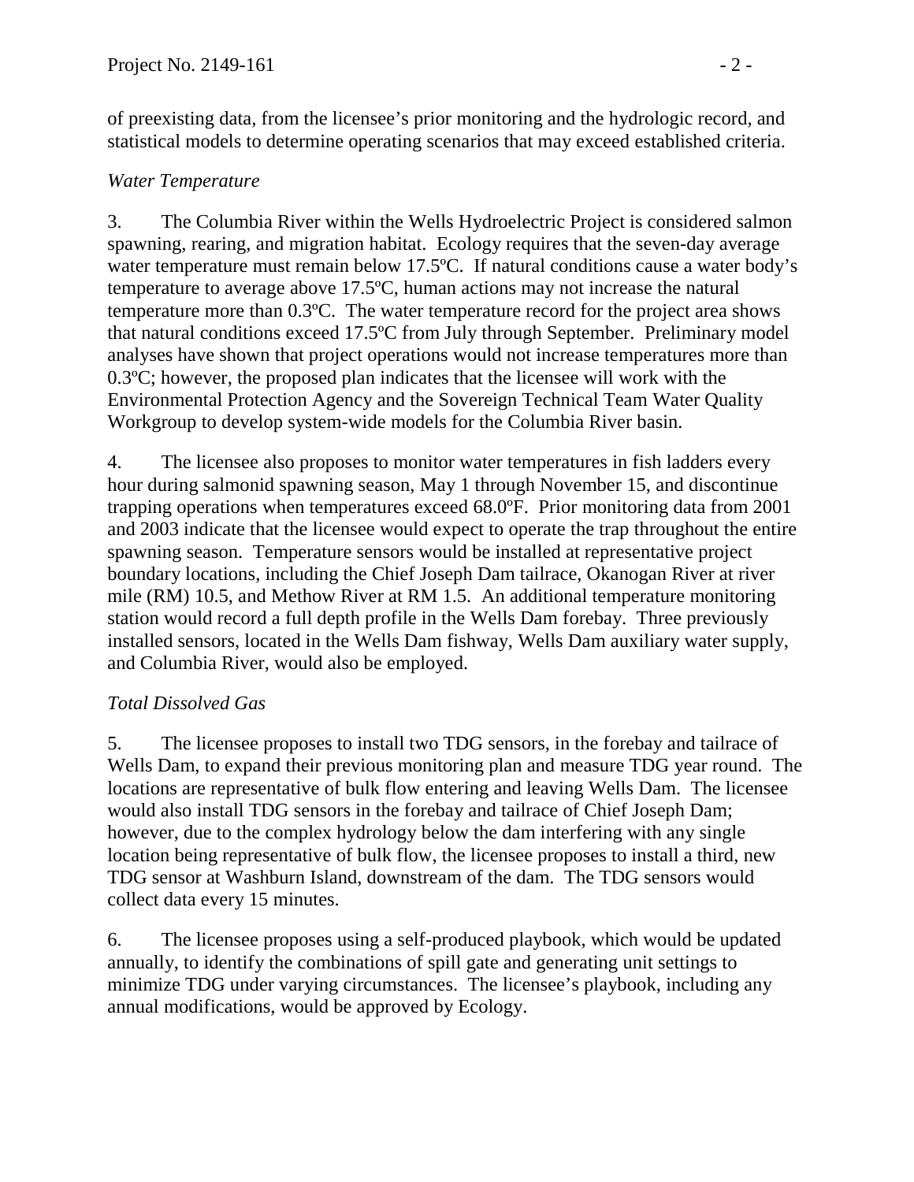of preexisting data, from the licensee's prior monitoring and the hydrologic record, and statistical models to determine operating scenarios that may exceed established criteria.

*Water Temperature*

3. The Columbia River within the Wells Hydroelectric Project is considered salmon spawning, rearing, and migration habitat. Ecology requires that the seven-day average water temperature must remain below 17.5ºC. If natural conditions cause a water body's temperature to average above 17.5ºC, human actions may not increase the natural temperature more than 0.3ºC. The water temperature record for the project area shows that natural conditions exceed 17.5ºC from July through September. Preliminary model analyses have shown that project operations would not increase temperatures more than 0.3ºC; however, the proposed plan indicates that the licensee will work with the Environmental Protection Agency and the Sovereign Technical Team Water Quality Workgroup to develop system-wide models for the Columbia River basin.

4. The licensee also proposes to monitor water temperatures in fish ladders every hour during salmonid spawning season, May 1 through November 15, and discontinue trapping operations when temperatures exceed 68.0ºF. Prior monitoring data from 2001 and 2003 indicate that the licensee would expect to operate the trap throughout the entire spawning season. Temperature sensors would be installed at representative project boundary locations, including the Chief Joseph Dam tailrace, Okanogan River at river mile (RM) 10.5, and Methow River at RM 1.5. An additional temperature monitoring station would record a full depth profile in the Wells Dam forebay. Three previously installed sensors, located in the Wells Dam fishway, Wells Dam auxiliary water supply, and Columbia River, would also be employed.

*Total Dissolved Gas*

5. The licensee proposes to install two TDG sensors, in the forebay and tailrace of Wells Dam, to expand their previous monitoring plan and measure TDG year round. The locations are representative of bulk flow entering and leaving Wells Dam. The licensee would also install TDG sensors in the forebay and tailrace of Chief Joseph Dam; however, due to the complex hydrology below the dam interfering with any single location being representative of bulk flow, the licensee proposes to install a third, new TDG sensor at Washburn Island, downstream of the dam. The TDG sensors would collect data every 15 minutes.

6. The licensee proposes using a self-produced playbook, which would be updated annually, to identify the combinations of spill gate and generating unit settings to minimize TDG under varying circumstances. The licensee's playbook, including any annual modifications, would be approved by Ecology.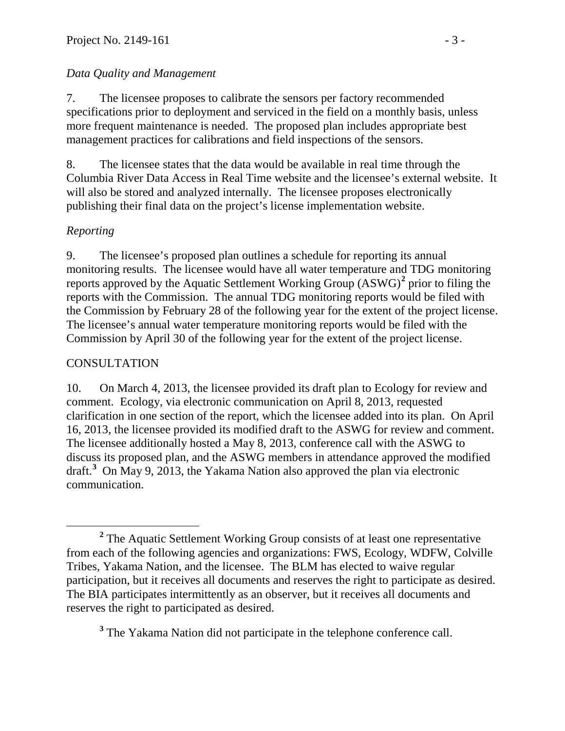*Data Quality and Management*

7. The licensee proposes to calibrate the sensors per factory recommended specifications prior to deployment and serviced in the field on a monthly basis, unless more frequent maintenance is needed. The proposed plan includes appropriate best management practices for calibrations and field inspections of the sensors.

8. The licensee states that the data would be available in real time through the Columbia River Data Access in Real Time website and the licensee's external website. It will also be stored and analyzed internally. The licensee proposes electronically publishing their final data on the project's license implementation website.

*Reporting*

9. The licensee's proposed plan outlines a schedule for reporting its annual monitoring results. The licensee would have all water temperature and TDG monitoring reports approved by the Aquatic Settlement Working Group (ASWG)[2] prior to filing the reports with the Commission. The annual TDG monitoring reports would be filed with the Commission by February 28 of the following year for the extent of the project license. The licensee's annual water temperature monitoring reports would be filed with the Commission by April 30 of the following year for the extent of the project license.

CONSULTATION

10. On March 4, 2013, the licensee provided its draft plan to Ecology for review and comment. Ecology, via electronic communication on April 8, 2013, requested clarification in one section of the report, which the licensee added into its plan. On April 16, 2013, the licensee provided its modified draft to the ASWG for review and comment. The licensee additionally hosted a May 8, 2013, conference call with the ASWG to discuss its proposed plan, and the ASWG members in attendance approved the modified draft.[3] On May 9, 2013, the Yakama Nation also approved the plan via electronic communication.

---

[2] The Aquatic Settlement Working Group consists of at least one representative from each of the following agencies and organizations: FWS, Ecology, WDFW, Colville Tribes, Yakama Nation, and the licensee. The BLM has elected to waive regular participation, but it receives all documents and reserves the right to participate as desired. The BIA participates intermittently as an observer, but it receives all documents and reserves the right to participated as desired.

[3] The Yakama Nation did not participate in the telephone conference call.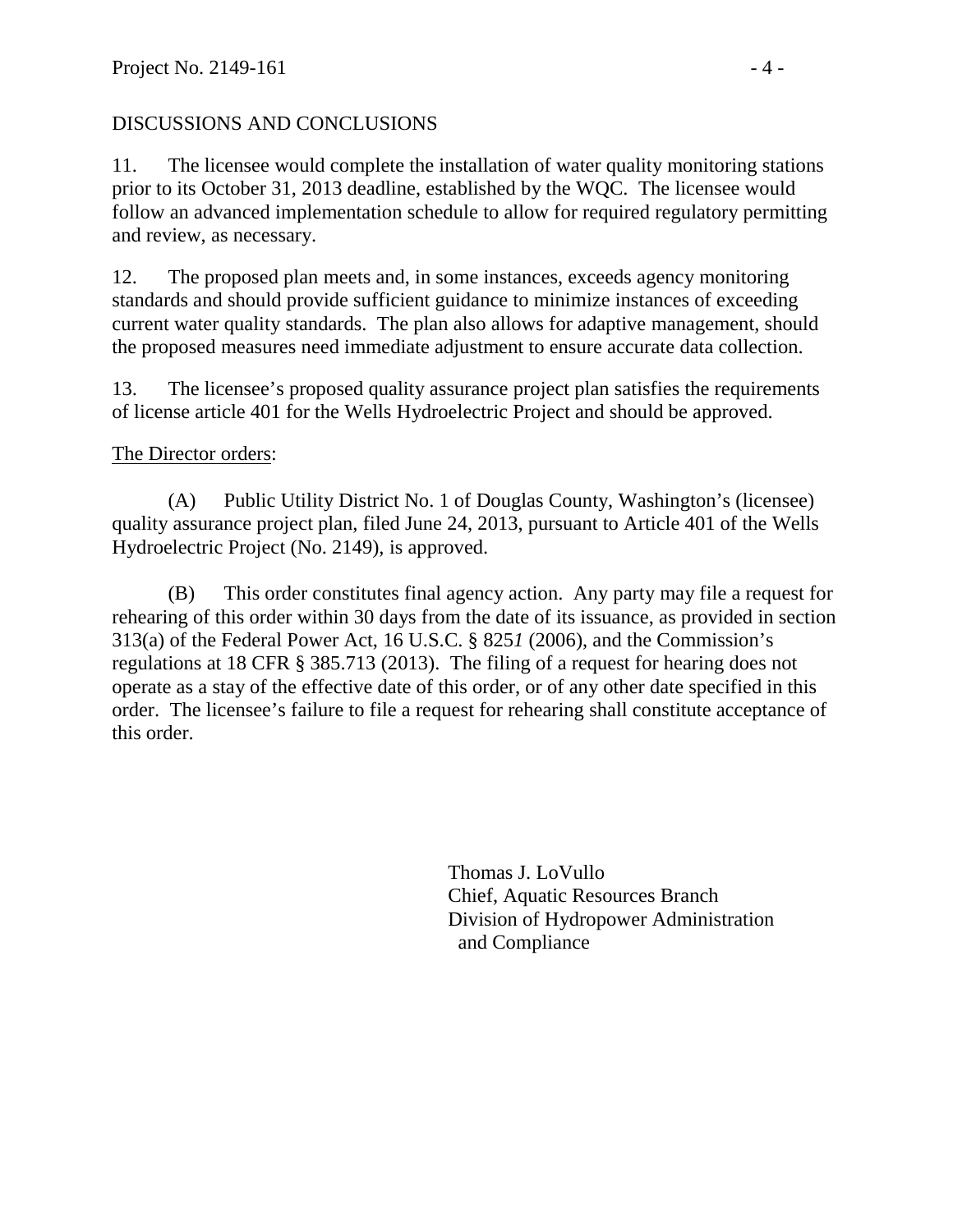## DISCUSSIONS AND CONCLUSIONS

11. The licensee would complete the installation of water quality monitoring stations prior to its October 31, 2013 deadline, established by the WQC. The licensee would follow an advanced implementation schedule to allow for required regulatory permitting and review, as necessary.

12. The proposed plan meets and, in some instances, exceeds agency monitoring standards and should provide sufficient guidance to minimize instances of exceeding current water quality standards. The plan also allows for adaptive management, should the proposed measures need immediate adjustment to ensure accurate data collection.

13. The licensee's proposed quality assurance project plan satisfies the requirements of license article 401 for the Wells Hydroelectric Project and should be approved.

The Director orders:

(A) Public Utility District No. 1 of Douglas County, Washington's (licensee) quality assurance project plan, filed June 24, 2013, pursuant to Article 401 of the Wells Hydroelectric Project (No. 2149), is approved.

(B) This order constitutes final agency action. Any party may file a request for rehearing of this order within 30 days from the date of its issuance, as provided in section 313(a) of the Federal Power Act, 16 U.S.C. § 825*l* (2006), and the Commission's regulations at 18 CFR § 385.713 (2013). The filing of a request for hearing does not operate as a stay of the effective date of this order, or of any other date specified in this order. The licensee's failure to file a request for rehearing shall constitute acceptance of this order.

Thomas J. LoVullo
Chief, Aquatic Resources Branch
Division of Hydropower Administration
and Compliance